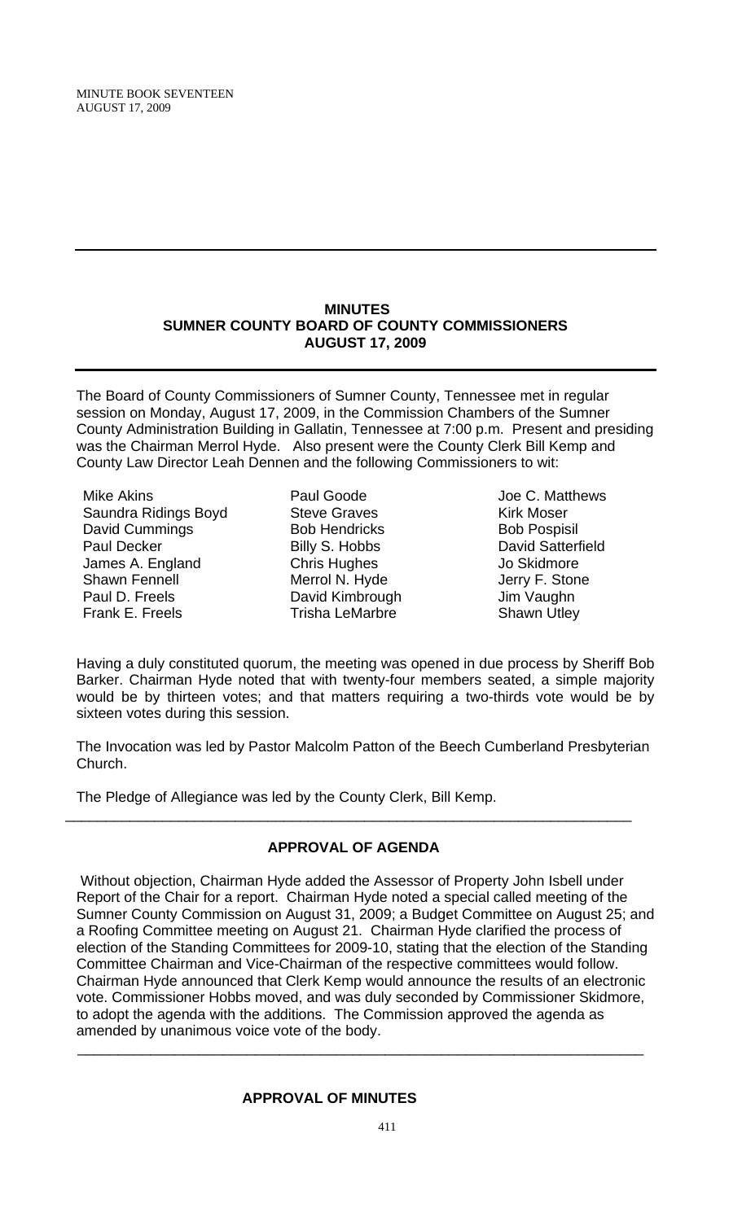MINUTE BOOK SEVENTEEN
AUGUST 17, 2009

---

**MINUTES**
**SUMNER COUNTY BOARD OF COUNTY COMMISSIONERS**
**AUGUST 17, 2009**

---

The Board of County Commissioners of Sumner County, Tennessee met in regular session on Monday, August 17, 2009, in the Commission Chambers of the Sumner County Administration Building in Gallatin, Tennessee at 7:00 p.m. Present and presiding was the Chairman Merrol Hyde. Also present were the County Clerk Bill Kemp and County Law Director Leah Dennen and the following Commissioners to wit:

| | | |
|---|---|---|
| Mike Akins | Paul Goode | Joe C. Matthews |
| Saundra Ridings Boyd | Steve Graves | Kirk Moser |
| David Cummings | Bob Hendricks | Bob Pospisil |
| Paul Decker | Billy S. Hobbs | David Satterfield |
| James A. England | Chris Hughes | Jo Skidmore |
| Shawn Fennell | Merrol N. Hyde | Jerry F. Stone |
| Paul D. Freels | David Kimbrough | Jim Vaughn |
| Frank E. Freels | Trisha LeMarbre | Shawn Utley |

Having a duly constituted quorum, the meeting was opened in due process by Sheriff Bob Barker. Chairman Hyde noted that with twenty-four members seated, a simple majority would be by thirteen votes; and that matters requiring a two-thirds vote would be by sixteen votes during this session.

The Invocation was led by Pastor Malcolm Patton of the Beech Cumberland Presbyterian Church.

The Pledge of Allegiance was led by the County Clerk, Bill Kemp.

---

**APPROVAL OF AGENDA**

Without objection, Chairman Hyde added the Assessor of Property John Isbell under Report of the Chair for a report. Chairman Hyde noted a special called meeting of the Sumner County Commission on August 31, 2009; a Budget Committee on August 25; and a Roofing Committee meeting on August 21. Chairman Hyde clarified the process of election of the Standing Committees for 2009-10, stating that the election of the Standing Committee Chairman and Vice-Chairman of the respective committees would follow. Chairman Hyde announced that Clerk Kemp would announce the results of an electronic vote. Commissioner Hobbs moved, and was duly seconded by Commissioner Skidmore, to adopt the agenda with the additions. The Commission approved the agenda as amended by unanimous voice vote of the body.

---

**APPROVAL OF MINUTES**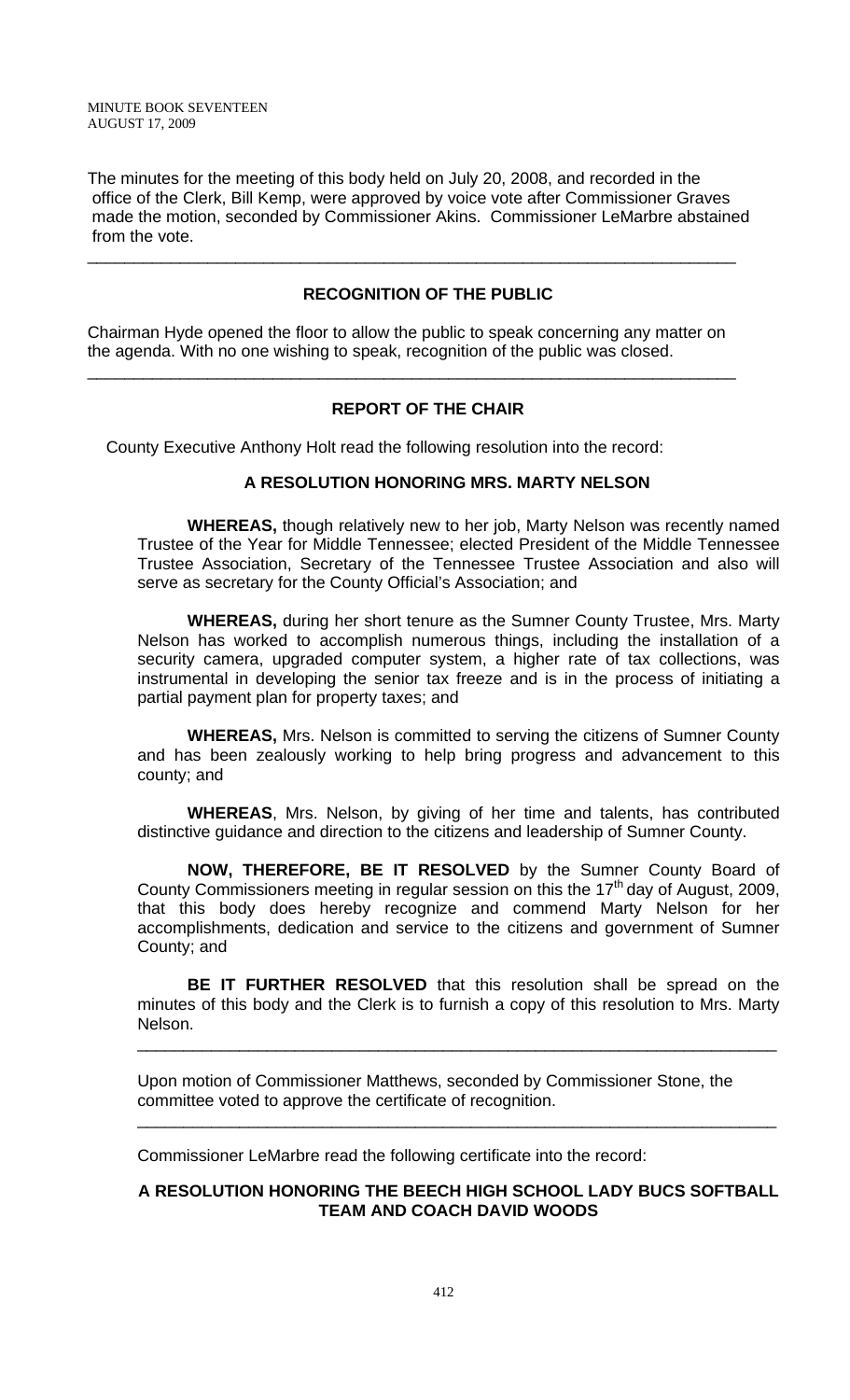The minutes for the meeting of this body held on July 20, 2008, and recorded in the office of the Clerk, Bill Kemp, were approved by voice vote after Commissioner Graves made the motion, seconded by Commissioner Akins. Commissioner LeMarbre abstained from the vote.

---

## RECOGNITION OF THE PUBLIC

Chairman Hyde opened the floor to allow the public to speak concerning any matter on the agenda. With no one wishing to speak, recognition of the public was closed.

---

## REPORT OF THE CHAIR

County Executive Anthony Holt read the following resolution into the record:

### A RESOLUTION HONORING MRS. MARTY NELSON

**WHEREAS,** though relatively new to her job, Marty Nelson was recently named Trustee of the Year for Middle Tennessee; elected President of the Middle Tennessee Trustee Association, Secretary of the Tennessee Trustee Association and also will serve as secretary for the County Official's Association; and

**WHEREAS,** during her short tenure as the Sumner County Trustee, Mrs. Marty Nelson has worked to accomplish numerous things, including the installation of a security camera, upgraded computer system, a higher rate of tax collections, was instrumental in developing the senior tax freeze and is in the process of initiating a partial payment plan for property taxes; and

**WHEREAS,** Mrs. Nelson is committed to serving the citizens of Sumner County and has been zealously working to help bring progress and advancement to this county; and

**WHEREAS**, Mrs. Nelson, by giving of her time and talents, has contributed distinctive guidance and direction to the citizens and leadership of Sumner County.

**NOW, THEREFORE, BE IT RESOLVED** by the Sumner County Board of County Commissioners meeting in regular session on this the 17th day of August, 2009, that this body does hereby recognize and commend Marty Nelson for her accomplishments, dedication and service to the citizens and government of Sumner County; and

**BE IT FURTHER RESOLVED** that this resolution shall be spread on the minutes of this body and the Clerk is to furnish a copy of this resolution to Mrs. Marty Nelson.

---

Upon motion of Commissioner Matthews, seconded by Commissioner Stone, the committee voted to approve the certificate of recognition.

---

Commissioner LeMarbre read the following certificate into the record:

### A RESOLUTION HONORING THE BEECH HIGH SCHOOL LADY BUCS SOFTBALL TEAM AND COACH DAVID WOODS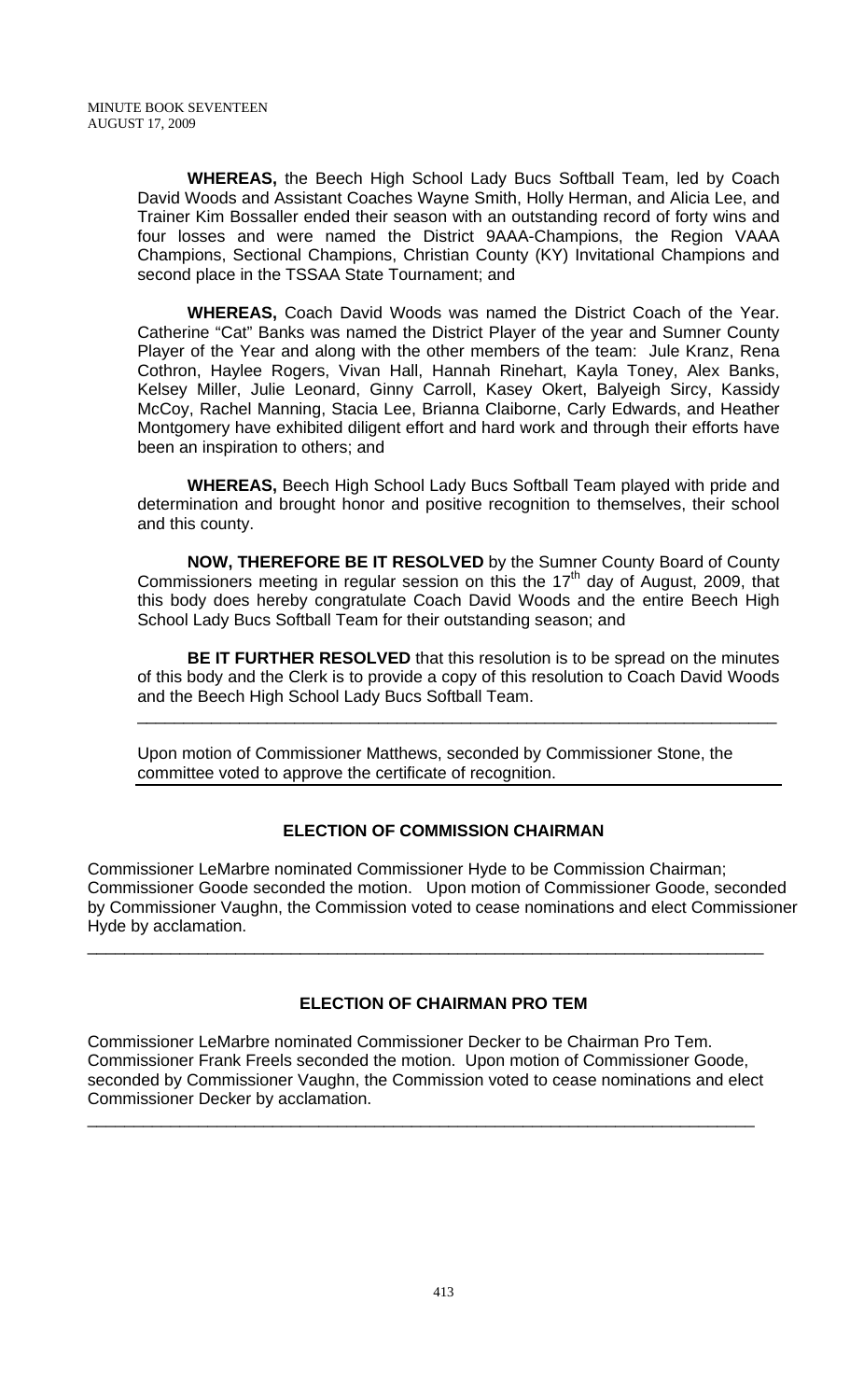**WHEREAS,** the Beech High School Lady Bucs Softball Team, led by Coach David Woods and Assistant Coaches Wayne Smith, Holly Herman, and Alicia Lee, and Trainer Kim Bossaller ended their season with an outstanding record of forty wins and four losses and were named the District 9AAA-Champions, the Region VAAA Champions, Sectional Champions, Christian County (KY) Invitational Champions and second place in the TSSAA State Tournament; and

**WHEREAS,** Coach David Woods was named the District Coach of the Year. Catherine "Cat" Banks was named the District Player of the year and Sumner County Player of the Year and along with the other members of the team: Jule Kranz, Rena Cothron, Haylee Rogers, Vivan Hall, Hannah Rinehart, Kayla Toney, Alex Banks, Kelsey Miller, Julie Leonard, Ginny Carroll, Kasey Okert, Balyeigh Sircy, Kassidy McCoy, Rachel Manning, Stacia Lee, Brianna Claiborne, Carly Edwards, and Heather Montgomery have exhibited diligent effort and hard work and through their efforts have been an inspiration to others; and

**WHEREAS,** Beech High School Lady Bucs Softball Team played with pride and determination and brought honor and positive recognition to themselves, their school and this county.

**NOW, THEREFORE BE IT RESOLVED** by the Sumner County Board of County Commissioners meeting in regular session on this the 17th day of August, 2009, that this body does hereby congratulate Coach David Woods and the entire Beech High School Lady Bucs Softball Team for their outstanding season; and

**BE IT FURTHER RESOLVED** that this resolution is to be spread on the minutes of this body and the Clerk is to provide a copy of this resolution to Coach David Woods and the Beech High School Lady Bucs Softball Team.

---

Upon motion of Commissioner Matthews, seconded by Commissioner Stone, the committee voted to approve the certificate of recognition.

---

## ELECTION OF COMMISSION CHAIRMAN

Commissioner LeMarbre nominated Commissioner Hyde to be Commission Chairman; Commissioner Goode seconded the motion. Upon motion of Commissioner Goode, seconded by Commissioner Vaughn, the Commission voted to cease nominations and elect Commissioner Hyde by acclamation.

---

## ELECTION OF CHAIRMAN PRO TEM

Commissioner LeMarbre nominated Commissioner Decker to be Chairman Pro Tem. Commissioner Frank Freels seconded the motion. Upon motion of Commissioner Goode, seconded by Commissioner Vaughn, the Commission voted to cease nominations and elect Commissioner Decker by acclamation.

---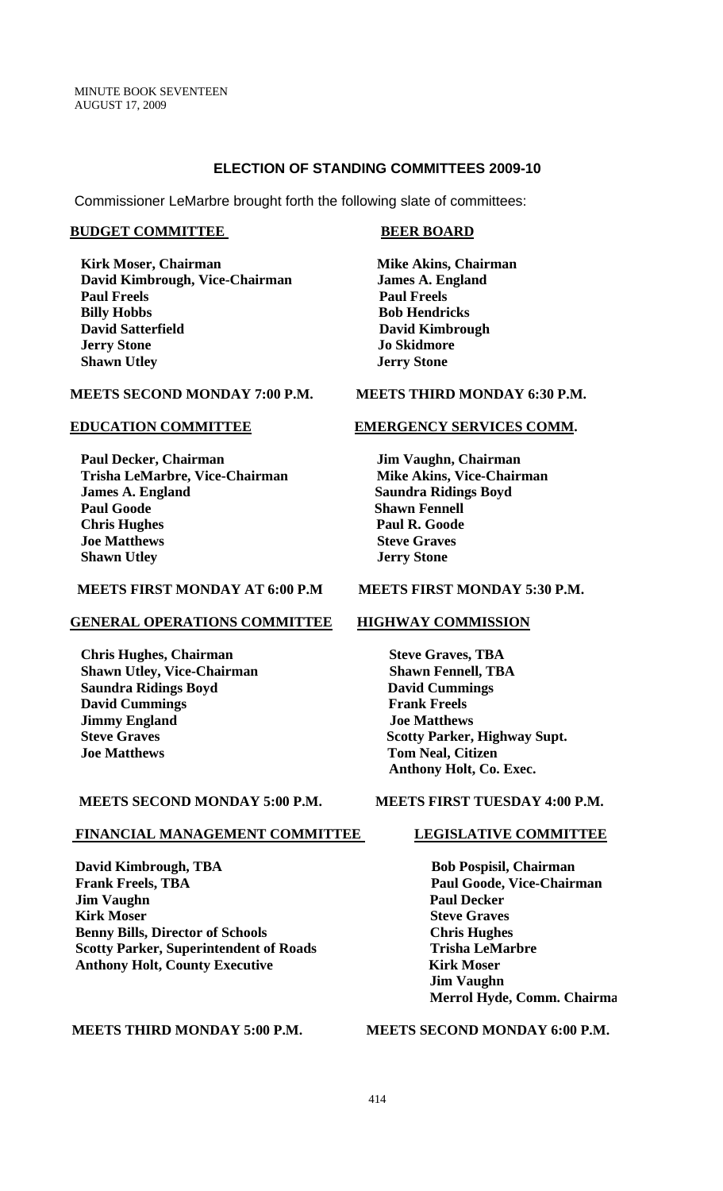MINUTE BOOK SEVENTEEN
AUGUST 17, 2009

## ELECTION OF STANDING COMMITTEES 2009-10

Commissioner LeMarbre brought forth the following slate of committees:

**BUDGET COMMITTEE**

**Kirk Moser, Chairman**
**David Kimbrough, Vice-Chairman**
**Paul Freels**
**Billy Hobbs**
**David Satterfield**
**Jerry Stone**
**Shawn Utley**

**MEETS SECOND MONDAY 7:00 P.M.**

**BEER BOARD**

**Mike Akins, Chairman**
**James A. England**
**Paul Freels**
**Bob Hendricks**
**David Kimbrough**
**Jo Skidmore**
**Jerry Stone**

**MEETS THIRD MONDAY 6:30 P.M.**

**EDUCATION COMMITTEE**

**Paul Decker, Chairman**
**Trisha LeMarbre, Vice-Chairman**
**James A. England**
**Paul Goode**
**Chris Hughes**
**Joe Matthews**
**Shawn Utley**

**MEETS FIRST MONDAY AT 6:00 P.M**

**EMERGENCY SERVICES COMM.**

**Jim Vaughn, Chairman**
**Mike Akins, Vice-Chairman**
**Saundra Ridings Boyd**
**Shawn Fennell**
**Paul R. Goode**
**Steve Graves**
**Jerry Stone**

**MEETS FIRST MONDAY 5:30 P.M.**

**GENERAL OPERATIONS COMMITTEE**

**Chris Hughes, Chairman**
**Shawn Utley, Vice-Chairman**
**Saundra Ridings Boyd**
**David Cummings**
**Jimmy England**
**Steve Graves**
**Joe Matthews**

**MEETS SECOND MONDAY 5:00 P.M.**

**HIGHWAY COMMISSION**

**Steve Graves, TBA**
**Shawn Fennell, TBA**
**David Cummings**
**Frank Freels**
**Joe Matthews**
**Scotty Parker, Highway Supt.**
**Tom Neal, Citizen**
**Anthony Holt, Co. Exec.**

**MEETS FIRST TUESDAY 4:00 P.M.**

**FINANCIAL MANAGEMENT COMMITTEE**

**David Kimbrough, TBA**
**Frank Freels, TBA**
**Jim Vaughn**
**Kirk Moser**
**Benny Bills, Director of Schools**
**Scotty Parker, Superintendent of Roads**
**Anthony Holt, County Executive**

**MEETS THIRD MONDAY 5:00 P.M.**

**LEGISLATIVE COMMITTEE**

**Bob Pospisil, Chairman**
**Paul Goode, Vice-Chairman**
**Paul Decker**
**Steve Graves**
**Chris Hughes**
**Trisha LeMarbre**
**Kirk Moser**
**Jim Vaughn**
**Merrol Hyde, Comm. Chairma**

**MEETS SECOND MONDAY 6:00 P.M.**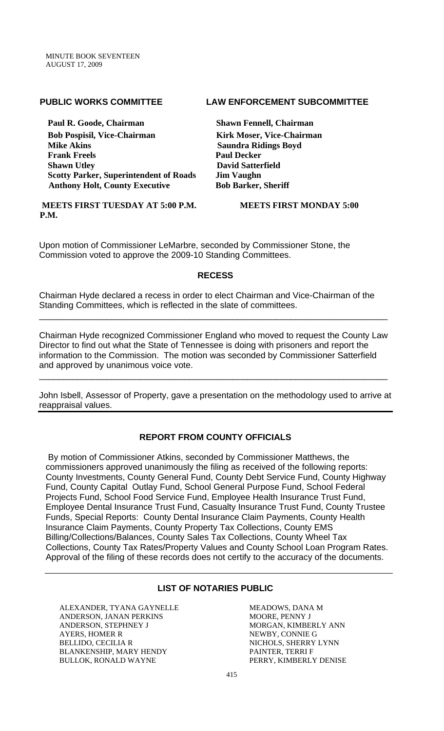MINUTE BOOK SEVENTEEN
AUGUST 17, 2009

**PUBLIC WORKS COMMITTEE**

**Paul R. Goode, Chairman**
**Bob Pospisil, Vice-Chairman**
**Mike Akins**
**Frank Freels**
**Shawn Utley**
**Scotty Parker, Superintendent of Roads**
**Anthony Holt, County Executive**

**MEETS FIRST TUESDAY AT 5:00 P.M.**

**LAW ENFORCEMENT SUBCOMMITTEE**

**Shawn Fennell, Chairman**
**Kirk Moser, Vice-Chairman**
**Saundra Ridings Boyd**
**Paul Decker**
**David Satterfield**
**Jim Vaughn**
**Bob Barker, Sheriff**

**MEETS FIRST MONDAY 5:00 P.M.**

Upon motion of Commissioner LeMarbre, seconded by Commissioner Stone, the Commission voted to approve the 2009-10 Standing Committees.

## RECESS

Chairman Hyde declared a recess in order to elect Chairman and Vice-Chairman of the Standing Committees, which is reflected in the slate of committees.

---

Chairman Hyde recognized Commissioner England who moved to request the County Law Director to find out what the State of Tennessee is doing with prisoners and report the information to the Commission. The motion was seconded by Commissioner Satterfield and approved by unanimous voice vote.

---

John Isbell, Assessor of Property, gave a presentation on the methodology used to arrive at reappraisal values.

## REPORT FROM COUNTY OFFICIALS

By motion of Commissioner Atkins, seconded by Commissioner Matthews, the commissioners approved unanimously the filing as received of the following reports: County Investments, County General Fund, County Debt Service Fund, County Highway Fund, County Capital Outlay Fund, School General Purpose Fund, School Federal Projects Fund, School Food Service Fund, Employee Health Insurance Trust Fund, Employee Dental Insurance Trust Fund, Casualty Insurance Trust Fund, County Trustee Funds, Special Reports: County Dental Insurance Claim Payments, County Health Insurance Claim Payments, County Property Tax Collections, County EMS Billing/Collections/Balances, County Sales Tax Collections, County Wheel Tax Collections, County Tax Rates/Property Values and County School Loan Program Rates. Approval of the filing of these records does not certify to the accuracy of the documents.

## LIST OF NOTARIES PUBLIC

ALEXANDER, TYANA GAYNELLE
ANDERSON, JANAN PERKINS
ANDERSON, STEPHNEY J
AYERS, HOMER R
BELLIDO, CECILIA R
BLANKENSHIP, MARY HENDY
BULLOK, RONALD WAYNE
MEADOWS, DANA M
MOORE, PENNY J
MORGAN, KIMBERLY ANN
NEWBY, CONNIE G
NICHOLS, SHERRY LYNN
PAINTER, TERRI F
PERRY, KIMBERLY DENISE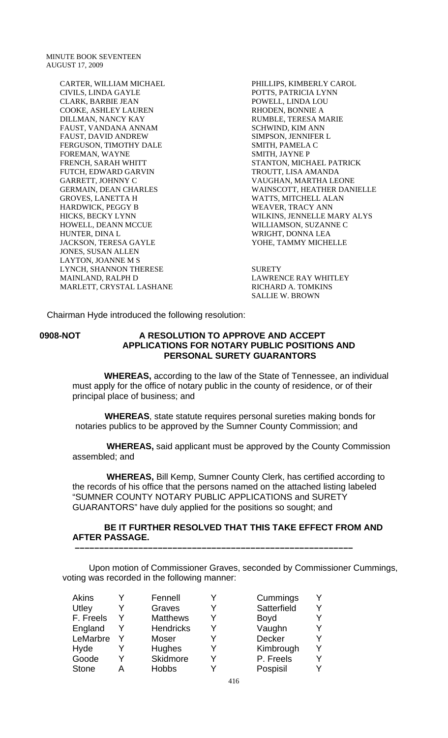CARTER, WILLIAM MICHAEL
CIVILS, LINDA GAYLE
CLARK, BARBIE JEAN
COOKE, ASHLEY LAUREN
DILLMAN, NANCY KAY
FAUST, VANDANA ANNAM
FAUST, DAVID ANDREW
FERGUSON, TIMOTHY DALE
FOREMAN, WAYNE
FRENCH, SARAH WHITT
FUTCH, EDWARD GARVIN
GARRETT, JOHNNY C
GERMAIN, DEAN CHARLES
GROVES, LANETTA H
HARDWICK, PEGGY B
HICKS, BECKY LYNN
HOWELL, DEANN MCCUE
HUNTER, DINA L
JACKSON, TERESA GAYLE
JONES, SUSAN ALLEN
LAYTON, JOANNE M S
LYNCH, SHANNON THERESE
MAINLAND, RALPH D
MARLETT, CRYSTAL LASHANE
PHILLIPS, KIMBERLY CAROL
POTTS, PATRICIA LYNN
POWELL, LINDA LOU
RHODEN, BONNIE A
RUMBLE, TERESA MARIE
SCHWIND, KIM ANN
SIMPSON, JENNIFER L
SMITH, PAMELA C
SMITH, JAYNE P
STANTON, MICHAEL PATRICK
TROUTT, LISA AMANDA
VAUGHAN, MARTHA LEONE
WAINSCOTT, HEATHER DANIELLE
WATTS, MITCHELL ALAN
WEAVER, TRACY ANN
WILKINS, JENNELLE MARY ALYS
WILLIAMSON, SUZANNE C
WRIGHT, DONNA LEA
YOHE, TAMMY MICHELLE

SURETY
LAWRENCE RAY WHITLEY
RICHARD A. TOMKINS
SALLIE W. BROWN

Chairman Hyde introduced the following resolution:

**0908-NOT** **A RESOLUTION TO APPROVE AND ACCEPT APPLICATIONS FOR NOTARY PUBLIC POSITIONS AND PERSONAL SURETY GUARANTORS**

**WHEREAS,** according to the law of the State of Tennessee, an individual must apply for the office of notary public in the county of residence, or of their principal place of business; and

**WHEREAS**, state statute requires personal sureties making bonds for notaries publics to be approved by the Sumner County Commission; and

**WHEREAS,** said applicant must be approved by the County Commission assembled; and

**WHEREAS,** Bill Kemp, Sumner County Clerk, has certified according to the records of his office that the persons named on the attached listing labeled "SUMNER COUNTY NOTARY PUBLIC APPLICATIONS and SURETY GUARANTORS" have duly applied for the positions so sought; and

**BE IT FURTHER RESOLVED THAT THIS TAKE EFFECT FROM AND AFTER PASSAGE.**

---

Upon motion of Commissioner Graves, seconded by Commissioner Cummings, voting was recorded in the following manner:

| | | | | | |
|---|---|---|---|---|---|
| Akins | Y | Fennell | Y | Cummings | Y |
| Utley | Y | Graves | Y | Satterfield | Y |
| F. Freels | Y | Matthews | Y | Boyd | Y |
| England | Y | Hendricks | Y | Vaughn | Y |
| LeMarbre | Y | Moser | Y | Decker | Y |
| Hyde | Y | Hughes | Y | Kimbrough | Y |
| Goode | Y | Skidmore | Y | P. Freels | Y |
| Stone | A | Hobbs | Y | Pospisil | Y |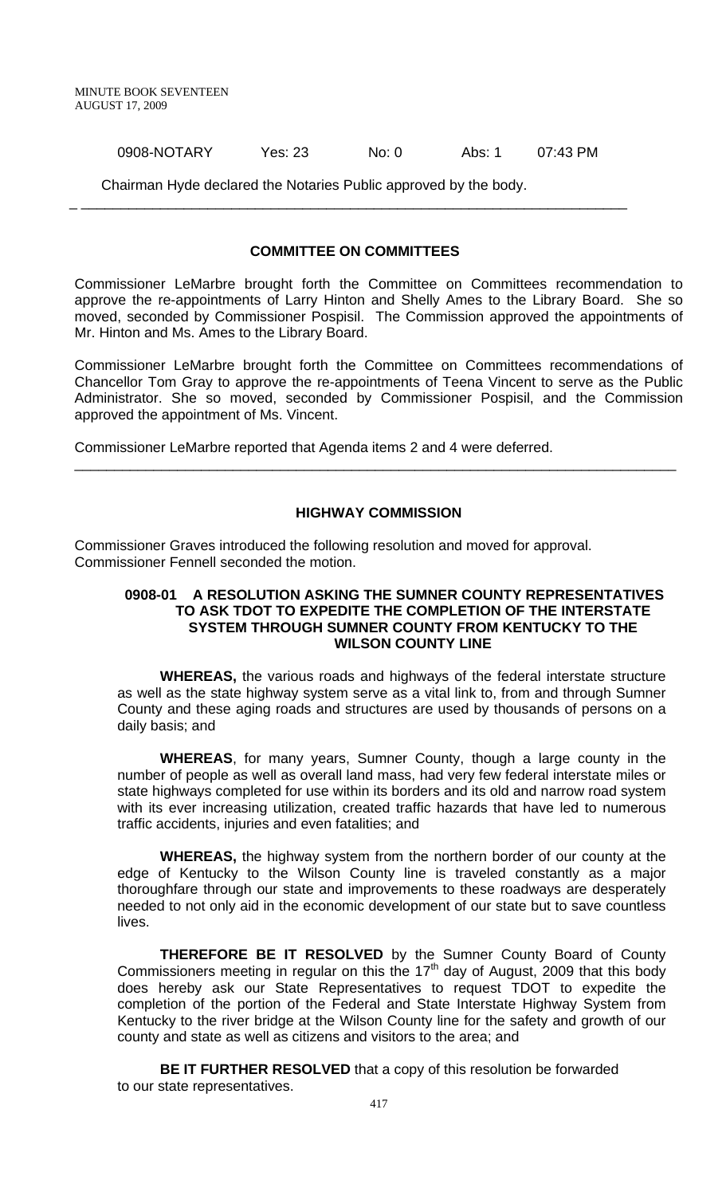0908-NOTARY Yes: 23 No: 0 Abs: 1 07:43 PM

Chairman Hyde declared the Notaries Public approved by the body.

---

## COMMITTEE ON COMMITTEES

Commissioner LeMarbre brought forth the Committee on Committees recommendation to approve the re-appointments of Larry Hinton and Shelly Ames to the Library Board. She so moved, seconded by Commissioner Pospisil. The Commission approved the appointments of Mr. Hinton and Ms. Ames to the Library Board.

Commissioner LeMarbre brought forth the Committee on Committees recommendations of Chancellor Tom Gray to approve the re-appointments of Teena Vincent to serve as the Public Administrator. She so moved, seconded by Commissioner Pospisil, and the Commission approved the appointment of Ms. Vincent.

Commissioner LeMarbre reported that Agenda items 2 and 4 were deferred.

---

## HIGHWAY COMMISSION

Commissioner Graves introduced the following resolution and moved for approval. Commissioner Fennell seconded the motion.

### 0908-01 A RESOLUTION ASKING THE SUMNER COUNTY REPRESENTATIVES TO ASK TDOT TO EXPEDITE THE COMPLETION OF THE INTERSTATE SYSTEM THROUGH SUMNER COUNTY FROM KENTUCKY TO THE WILSON COUNTY LINE

**WHEREAS,** the various roads and highways of the federal interstate structure as well as the state highway system serve as a vital link to, from and through Sumner County and these aging roads and structures are used by thousands of persons on a daily basis; and

**WHEREAS**, for many years, Sumner County, though a large county in the number of people as well as overall land mass, had very few federal interstate miles or state highways completed for use within its borders and its old and narrow road system with its ever increasing utilization, created traffic hazards that have led to numerous traffic accidents, injuries and even fatalities; and

**WHEREAS,** the highway system from the northern border of our county at the edge of Kentucky to the Wilson County line is traveled constantly as a major thoroughfare through our state and improvements to these roadways are desperately needed to not only aid in the economic development of our state but to save countless lives.

**THEREFORE BE IT RESOLVED** by the Sumner County Board of County Commissioners meeting in regular on this the 17th day of August, 2009 that this body does hereby ask our State Representatives to request TDOT to expedite the completion of the portion of the Federal and State Interstate Highway System from Kentucky to the river bridge at the Wilson County line for the safety and growth of our county and state as well as citizens and visitors to the area; and

**BE IT FURTHER RESOLVED** that a copy of this resolution be forwarded to our state representatives.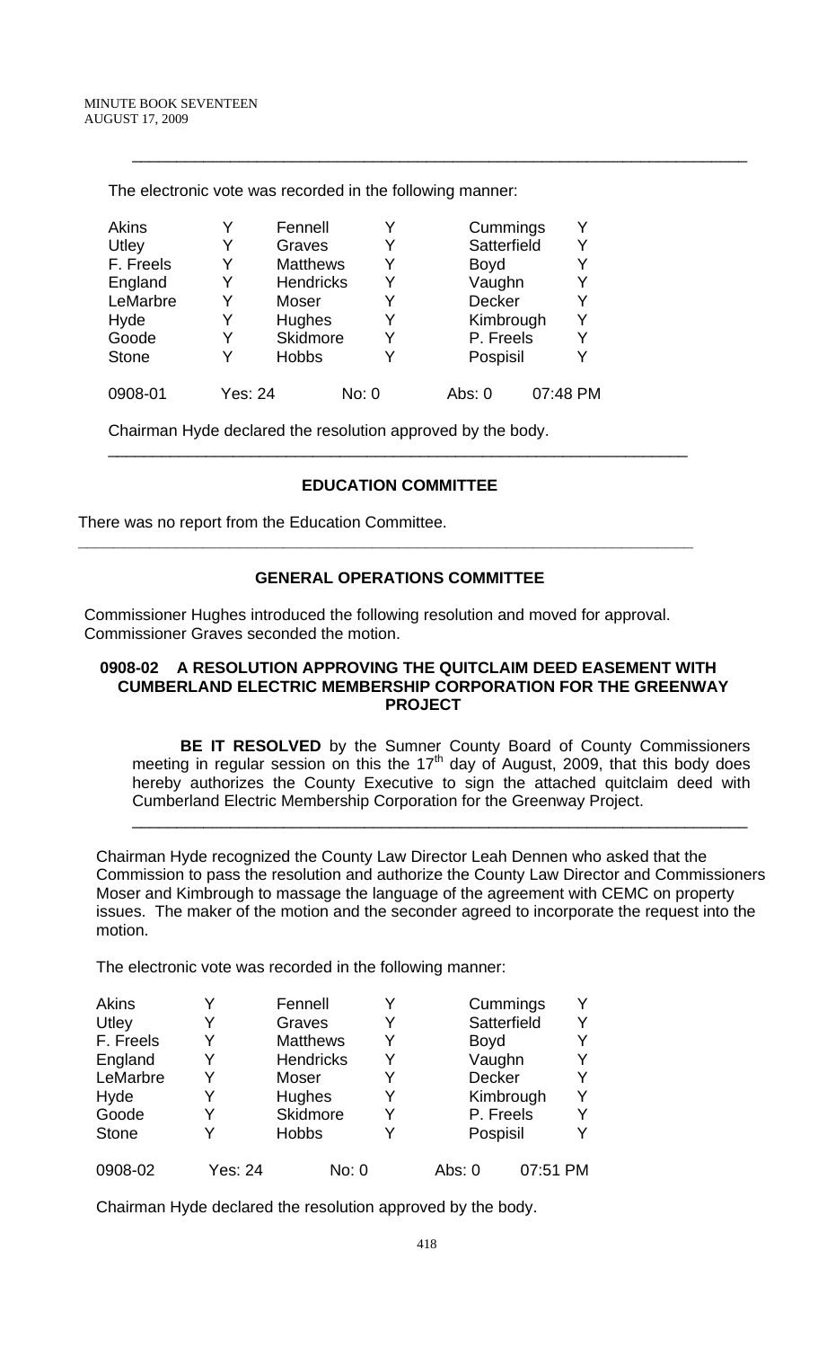The electronic vote was recorded in the following manner:

| | | | | | |
|---|---|---|---|---|---|
| Akins | Y | Fennell | Y | Cummings | Y |
| Utley | Y | Graves | Y | Satterfield | Y |
| F. Freels | Y | Matthews | Y | Boyd | Y |
| England | Y | Hendricks | Y | Vaughn | Y |
| LeMarbre | Y | Moser | Y | Decker | Y |
| Hyde | Y | Hughes | Y | Kimbrough | Y |
| Goode | Y | Skidmore | Y | P. Freels | Y |
| Stone | Y | Hobbs | Y | Pospisil | Y |
| 0908-01 | Yes: 24 | No: 0 | | Abs: 0 | 07:48 PM |

Chairman Hyde declared the resolution approved by the body.

## EDUCATION COMMITTEE

There was no report from the Education Committee.

## GENERAL OPERATIONS COMMITTEE

Commissioner Hughes introduced the following resolution and moved for approval. Commissioner Graves seconded the motion.

**0908-02 A RESOLUTION APPROVING THE QUITCLAIM DEED EASEMENT WITH CUMBERLAND ELECTRIC MEMBERSHIP CORPORATION FOR THE GREENWAY PROJECT**

**BE IT RESOLVED** by the Sumner County Board of County Commissioners meeting in regular session on this the 17th day of August, 2009, that this body does hereby authorizes the County Executive to sign the attached quitclaim deed with Cumberland Electric Membership Corporation for the Greenway Project.

Chairman Hyde recognized the County Law Director Leah Dennen who asked that the Commission to pass the resolution and authorize the County Law Director and Commissioners Moser and Kimbrough to massage the language of the agreement with CEMC on property issues. The maker of the motion and the seconder agreed to incorporate the request into the motion.

The electronic vote was recorded in the following manner:

| | | | | | |
|---|---|---|---|---|---|
| Akins | Y | Fennell | Y | Cummings | Y |
| Utley | Y | Graves | Y | Satterfield | Y |
| F. Freels | Y | Matthews | Y | Boyd | Y |
| England | Y | Hendricks | Y | Vaughn | Y |
| LeMarbre | Y | Moser | Y | Decker | Y |
| Hyde | Y | Hughes | Y | Kimbrough | Y |
| Goode | Y | Skidmore | Y | P. Freels | Y |
| Stone | Y | Hobbs | Y | Pospisil | Y |
| 0908-02 | Yes: 24 | No: 0 | | Abs: 0 | 07:51 PM |

Chairman Hyde declared the resolution approved by the body.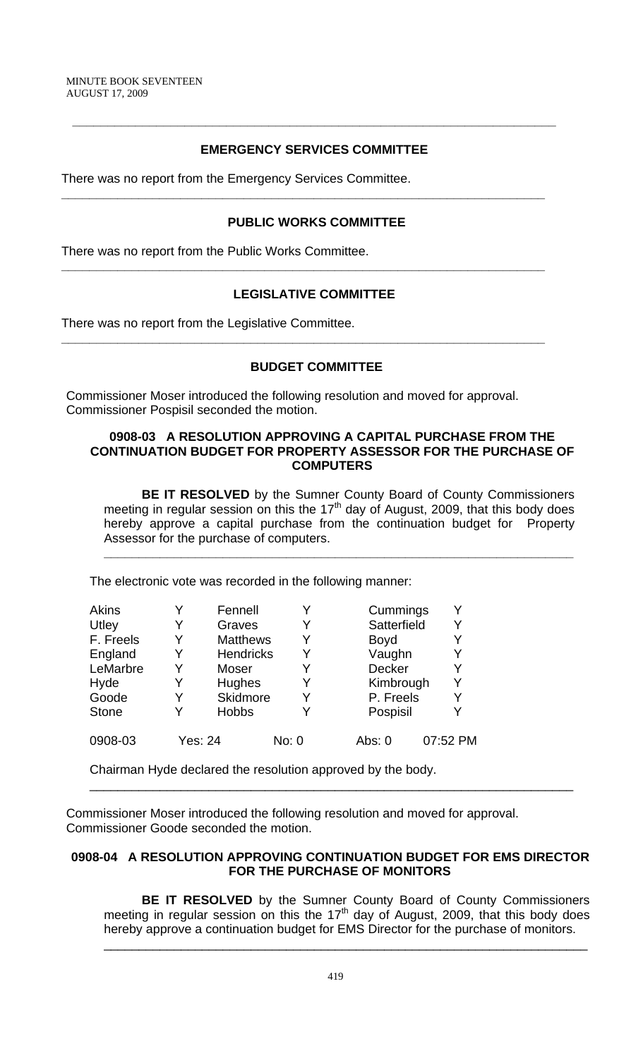## EMERGENCY SERVICES COMMITTEE

There was no report from the Emergency Services Committee.

---

## PUBLIC WORKS COMMITTEE

There was no report from the Public Works Committee.

---

## LEGISLATIVE COMMITTEE

There was no report from the Legislative Committee.

---

## BUDGET COMMITTEE

Commissioner Moser introduced the following resolution and moved for approval. Commissioner Pospisil seconded the motion.

### 0908-03 A RESOLUTION APPROVING A CAPITAL PURCHASE FROM THE CONTINUATION BUDGET FOR PROPERTY ASSESSOR FOR THE PURCHASE OF COMPUTERS

**BE IT RESOLVED** by the Sumner County Board of County Commissioners meeting in regular session on this the 17th day of August, 2009, that this body does hereby approve a capital purchase from the continuation budget for Property Assessor for the purchase of computers.

---

The electronic vote was recorded in the following manner:

| | | | | | |
|---|---|---|---|---|---|
| Akins | Y | Fennell | Y | Cummings | Y |
| Utley | Y | Graves | Y | Satterfield | Y |
| F. Freels | Y | Matthews | Y | Boyd | Y |
| England | Y | Hendricks | Y | Vaughn | Y |
| LeMarbre | Y | Moser | Y | Decker | Y |
| Hyde | Y | Hughes | Y | Kimbrough | Y |
| Goode | Y | Skidmore | Y | P. Freels | Y |
| Stone | Y | Hobbs | Y | Pospisil | Y |

0908-03 Yes: 24 No: 0 Abs: 0 07:52 PM

Chairman Hyde declared the resolution approved by the body.

---

Commissioner Moser introduced the following resolution and moved for approval. Commissioner Goode seconded the motion.

### 0908-04 A RESOLUTION APPROVING CONTINUATION BUDGET FOR EMS DIRECTOR FOR THE PURCHASE OF MONITORS

**BE IT RESOLVED** by the Sumner County Board of County Commissioners meeting in regular session on this the 17th day of August, 2009, that this body does hereby approve a continuation budget for EMS Director for the purchase of monitors.

---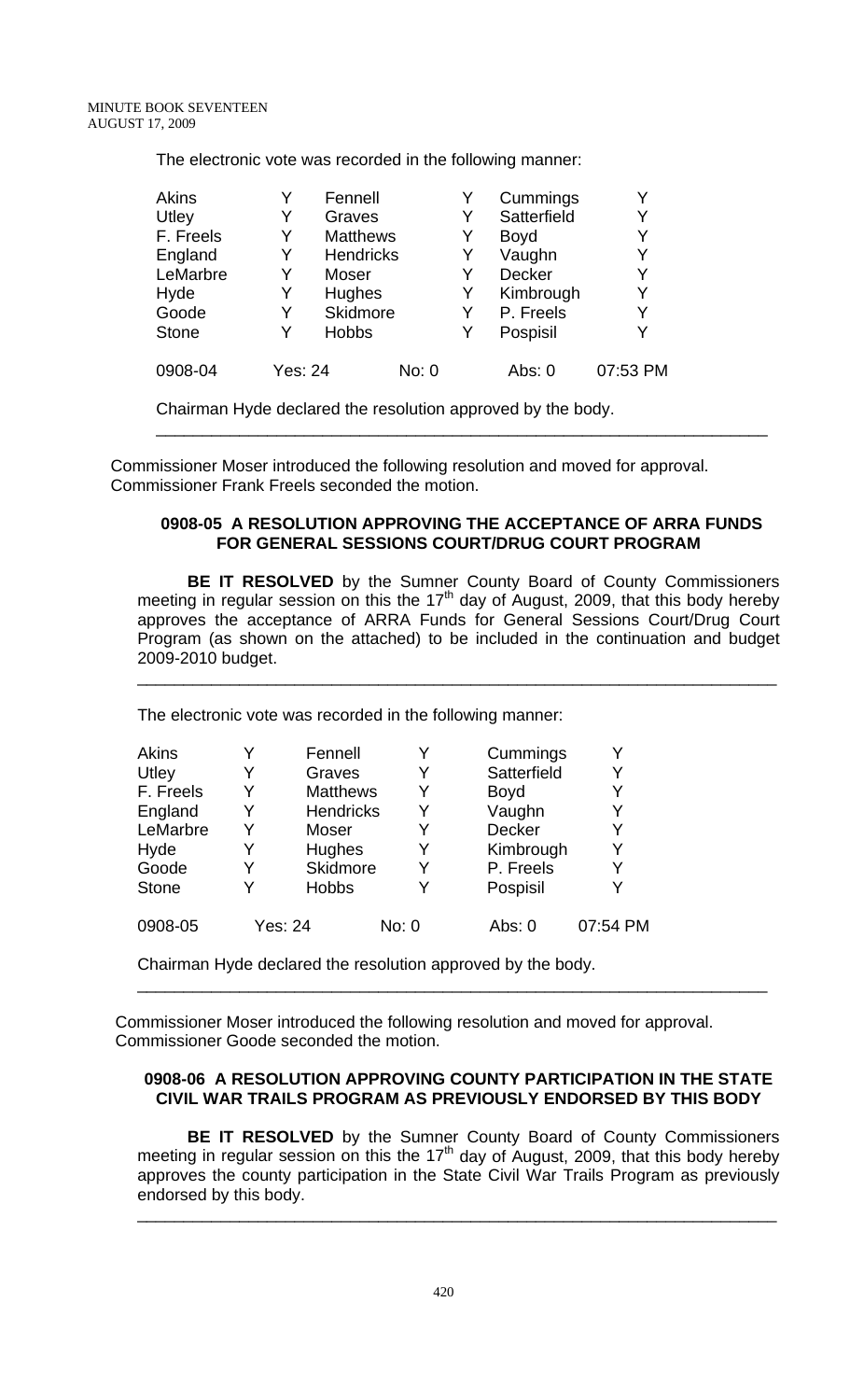The electronic vote was recorded in the following manner:

| Akins | Y | Fennell | Y | Cummings | Y |
|---|---|---|---|---|---|
| Utley | Y | Graves | Y | Satterfield | Y |
| F. Freels | Y | Matthews | Y | Boyd | Y |
| England | Y | Hendricks | Y | Vaughn | Y |
| LeMarbre | Y | Moser | Y | Decker | Y |
| Hyde | Y | Hughes | Y | Kimbrough | Y |
| Goode | Y | Skidmore | Y | P. Freels | Y |
| Stone | Y | Hobbs | Y | Pospisil | Y |
| 0908-04 | Yes: 24 | | No: 0 | Abs: 0 | 07:53 PM |

Chairman Hyde declared the resolution approved by the body.

---

Commissioner Moser introduced the following resolution and moved for approval. Commissioner Frank Freels seconded the motion.

**0908-05 A RESOLUTION APPROVING THE ACCEPTANCE OF ARRA FUNDS FOR GENERAL SESSIONS COURT/DRUG COURT PROGRAM**

**BE IT RESOLVED** by the Sumner County Board of County Commissioners meeting in regular session on this the 17th day of August, 2009, that this body hereby approves the acceptance of ARRA Funds for General Sessions Court/Drug Court Program (as shown on the attached) to be included in the continuation and budget 2009-2010 budget.

---

The electronic vote was recorded in the following manner:

| Akins | Y | Fennell | Y | Cummings | Y |
|---|---|---|---|---|---|
| Utley | Y | Graves | Y | Satterfield | Y |
| F. Freels | Y | Matthews | Y | Boyd | Y |
| England | Y | Hendricks | Y | Vaughn | Y |
| LeMarbre | Y | Moser | Y | Decker | Y |
| Hyde | Y | Hughes | Y | Kimbrough | Y |
| Goode | Y | Skidmore | Y | P. Freels | Y |
| Stone | Y | Hobbs | Y | Pospisil | Y |
| 0908-05 | Yes: 24 | | No: 0 | Abs: 0 | 07:54 PM |

Chairman Hyde declared the resolution approved by the body.

---

Commissioner Moser introduced the following resolution and moved for approval. Commissioner Goode seconded the motion.

**0908-06 A RESOLUTION APPROVING COUNTY PARTICIPATION IN THE STATE CIVIL WAR TRAILS PROGRAM AS PREVIOUSLY ENDORSED BY THIS BODY**

**BE IT RESOLVED** by the Sumner County Board of County Commissioners meeting in regular session on this the 17th day of August, 2009, that this body hereby approves the county participation in the State Civil War Trails Program as previously endorsed by this body.

---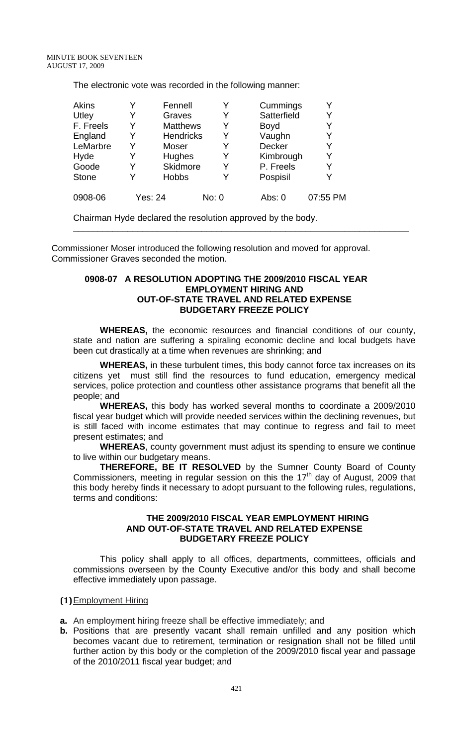The electronic vote was recorded in the following manner:

| | | | | | |
|---|---|---|---|---|---|
| Akins | Y | Fennell | Y | Cummings | Y |
| Utley | Y | Graves | Y | Satterfield | Y |
| F. Freels | Y | Matthews | Y | Boyd | Y |
| England | Y | Hendricks | Y | Vaughn | Y |
| LeMarbre | Y | Moser | Y | Decker | Y |
| Hyde | Y | Hughes | Y | Kimbrough | Y |
| Goode | Y | Skidmore | Y | P. Freels | Y |
| Stone | Y | Hobbs | Y | Pospisil | Y |
| 0908-06 | Yes: 24 | | No: 0 | Abs: 0 | 07:55 PM |

Chairman Hyde declared the resolution approved by the body.

---

Commissioner Moser introduced the following resolution and moved for approval. Commissioner Graves seconded the motion.

**0908-07 A RESOLUTION ADOPTING THE 2009/2010 FISCAL YEAR EMPLOYMENT HIRING AND OUT-OF-STATE TRAVEL AND RELATED EXPENSE BUDGETARY FREEZE POLICY**

**WHEREAS,** the economic resources and financial conditions of our county, state and nation are suffering a spiraling economic decline and local budgets have been cut drastically at a time when revenues are shrinking; and

**WHEREAS,** in these turbulent times, this body cannot force tax increases on its citizens yet must still find the resources to fund education, emergency medical services, police protection and countless other assistance programs that benefit all the people; and

**WHEREAS,** this body has worked several months to coordinate a 2009/2010 fiscal year budget which will provide needed services within the declining revenues, but is still faced with income estimates that may continue to regress and fail to meet present estimates; and

**WHEREAS**, county government must adjust its spending to ensure we continue to live within our budgetary means.

**THEREFORE, BE IT RESOLVED** by the Sumner County Board of County Commissioners, meeting in regular session on this the 17th day of August, 2009 that this body hereby finds it necessary to adopt pursuant to the following rules, regulations, terms and conditions:

**THE 2009/2010 FISCAL YEAR EMPLOYMENT HIRING AND OUT-OF-STATE TRAVEL AND RELATED EXPENSE BUDGETARY FREEZE POLICY**

This policy shall apply to all offices, departments, committees, officials and commissions overseen by the County Executive and/or this body and shall become effective immediately upon passage.

**(1)** Employment Hiring

**a.** An employment hiring freeze shall be effective immediately; and

**b.** Positions that are presently vacant shall remain unfilled and any position which becomes vacant due to retirement, termination or resignation shall not be filled until further action by this body or the completion of the 2009/2010 fiscal year and passage of the 2010/2011 fiscal year budget; and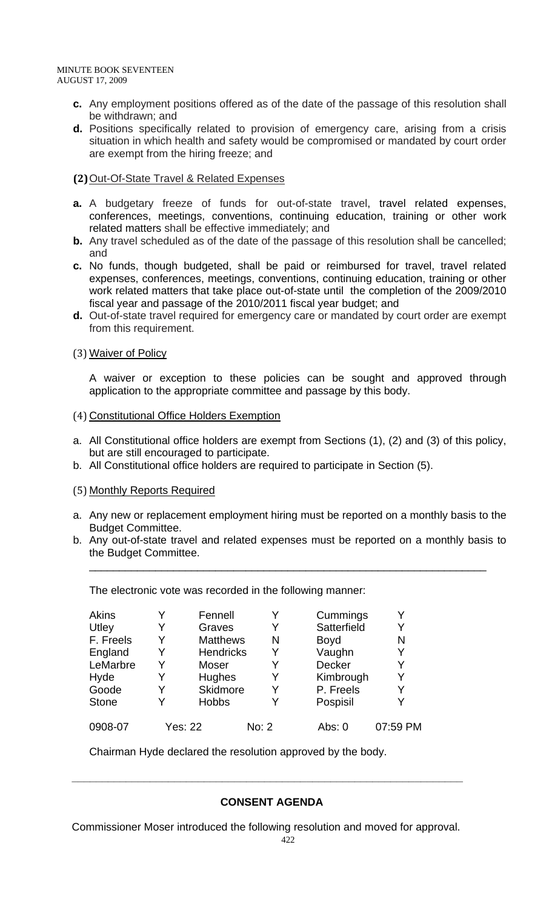c. Any employment positions offered as of the date of the passage of this resolution shall be withdrawn; and
d. Positions specifically related to provision of emergency care, arising from a crisis situation in which health and safety would be compromised or mandated by court order are exempt from the hiring freeze; and

**(2)** Out-Of-State Travel & Related Expenses

a. A budgetary freeze of funds for out-of-state travel, travel related expenses, conferences, meetings, conventions, continuing education, training or other work related matters shall be effective immediately; and
b. Any travel scheduled as of the date of the passage of this resolution shall be cancelled; and
c. No funds, though budgeted, shall be paid or reimbursed for travel, travel related expenses, conferences, meetings, conventions, continuing education, training or other work related matters that take place out-of-state until the completion of the 2009/2010 fiscal year and passage of the 2010/2011 fiscal year budget; and
d. Out-of-state travel required for emergency care or mandated by court order are exempt from this requirement.

(3) Waiver of Policy

A waiver or exception to these policies can be sought and approved through application to the appropriate committee and passage by this body.

(4) Constitutional Office Holders Exemption

a. All Constitutional office holders are exempt from Sections (1), (2) and (3) of this policy, but are still encouraged to participate.
b. All Constitutional office holders are required to participate in Section (5).

(5) Monthly Reports Required

a. Any new or replacement employment hiring must be reported on a monthly basis to the Budget Committee.
b. Any out-of-state travel and related expenses must be reported on a monthly basis to the Budget Committee.

---

The electronic vote was recorded in the following manner:

| | | | | | |
|---|---|---|---|---|---|
| Akins | Y | Fennell | Y | Cummings | Y |
| Utley | Y | Graves | Y | Satterfield | Y |
| F. Freels | Y | Matthews | N | Boyd | N |
| England | Y | Hendricks | Y | Vaughn | Y |
| LeMarbre | Y | Moser | Y | Decker | Y |
| Hyde | Y | Hughes | Y | Kimbrough | Y |
| Goode | Y | Skidmore | Y | P. Freels | Y |
| Stone | Y | Hobbs | Y | Pospisil | Y |

0908-07 Yes: 22 No: 2 Abs: 0 07:59 PM

Chairman Hyde declared the resolution approved by the body.

---

**CONSENT AGENDA**

Commissioner Moser introduced the following resolution and moved for approval.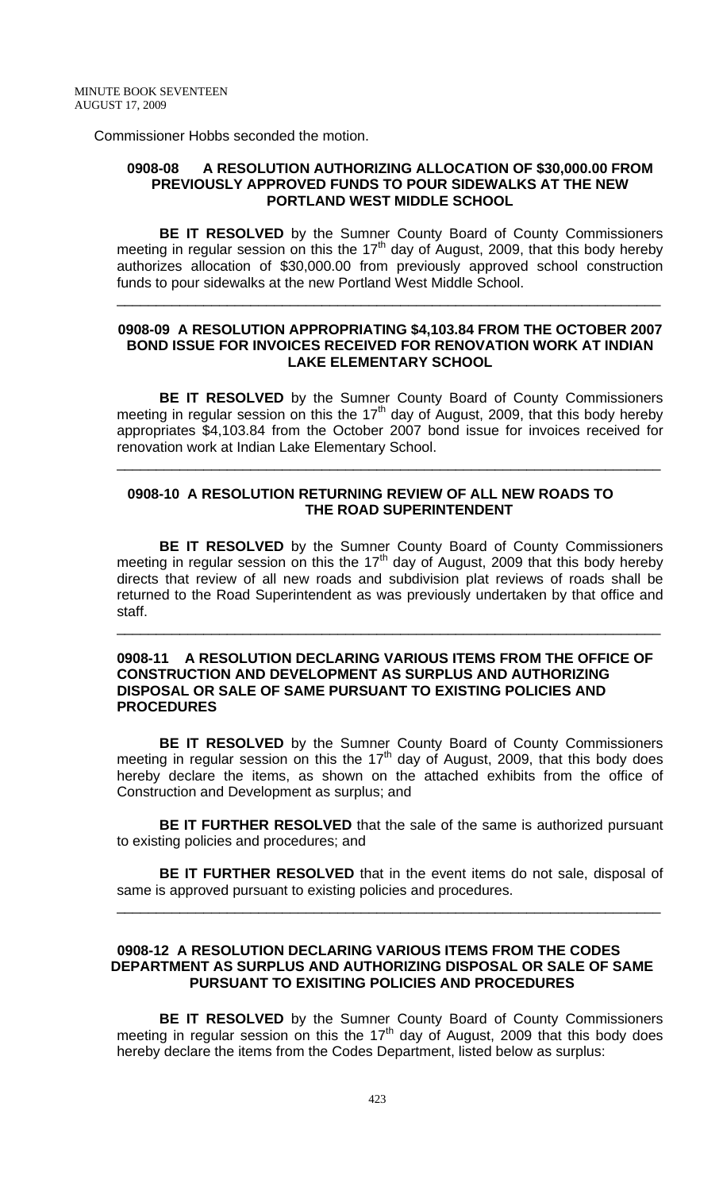Commissioner Hobbs seconded the motion.

### 0908-08 A RESOLUTION AUTHORIZING ALLOCATION OF $30,000.00 FROM PREVIOUSLY APPROVED FUNDS TO POUR SIDEWALKS AT THE NEW PORTLAND WEST MIDDLE SCHOOL

**BE IT RESOLVED** by the Sumner County Board of County Commissioners meeting in regular session on this the 17th day of August, 2009, that this body hereby authorizes allocation of $30,000.00 from previously approved school construction funds to pour sidewalks at the new Portland West Middle School.

---

### 0908-09 A RESOLUTION APPROPRIATING $4,103.84 FROM THE OCTOBER 2007 BOND ISSUE FOR INVOICES RECEIVED FOR RENOVATION WORK AT INDIAN LAKE ELEMENTARY SCHOOL

**BE IT RESOLVED** by the Sumner County Board of County Commissioners meeting in regular session on this the 17th day of August, 2009, that this body hereby appropriates $4,103.84 from the October 2007 bond issue for invoices received for renovation work at Indian Lake Elementary School.

---

### 0908-10 A RESOLUTION RETURNING REVIEW OF ALL NEW ROADS TO THE ROAD SUPERINTENDENT

**BE IT RESOLVED** by the Sumner County Board of County Commissioners meeting in regular session on this the 17th day of August, 2009 that this body hereby directs that review of all new roads and subdivision plat reviews of roads shall be returned to the Road Superintendent as was previously undertaken by that office and staff.

---

### 0908-11 A RESOLUTION DECLARING VARIOUS ITEMS FROM THE OFFICE OF CONSTRUCTION AND DEVELOPMENT AS SURPLUS AND AUTHORIZING DISPOSAL OR SALE OF SAME PURSUANT TO EXISTING POLICIES AND PROCEDURES

**BE IT RESOLVED** by the Sumner County Board of County Commissioners meeting in regular session on this the 17th day of August, 2009, that this body does hereby declare the items, as shown on the attached exhibits from the office of Construction and Development as surplus; and

**BE IT FURTHER RESOLVED** that the sale of the same is authorized pursuant to existing policies and procedures; and

**BE IT FURTHER RESOLVED** that in the event items do not sale, disposal of same is approved pursuant to existing policies and procedures.

---

### 0908-12 A RESOLUTION DECLARING VARIOUS ITEMS FROM THE CODES DEPARTMENT AS SURPLUS AND AUTHORIZING DISPOSAL OR SALE OF SAME PURSUANT TO EXISITING POLICIES AND PROCEDURES

**BE IT RESOLVED** by the Sumner County Board of County Commissioners meeting in regular session on this the 17th day of August, 2009 that this body does hereby declare the items from the Codes Department, listed below as surplus: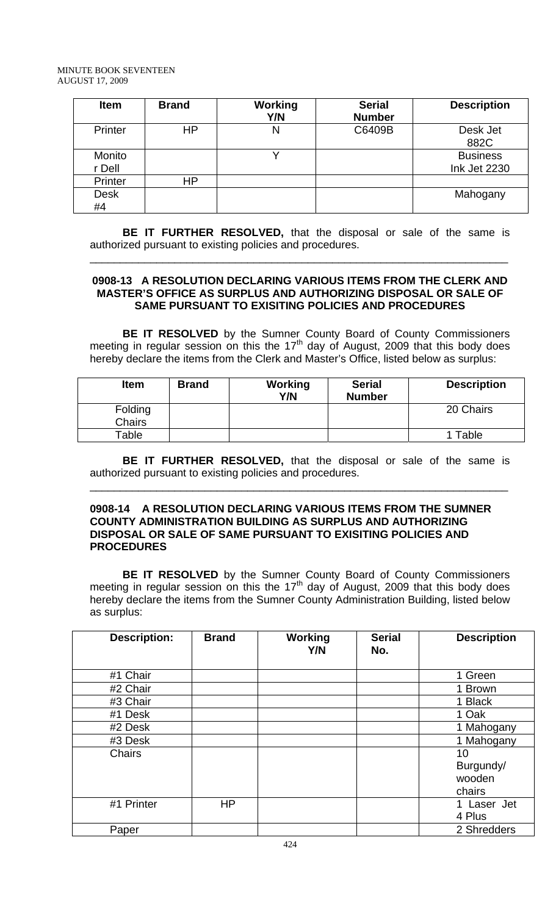| Item | Brand | Working Y/N | Serial Number | Description |
|---|---|---|---|---|
| Printer | HP | N | C6409B | Desk Jet 882C |
| Monitor Dell | | Y | | Business Ink Jet 2230 |
| Printer | HP | | | |
| Desk #4 | | | | Mahogany |

**BE IT FURTHER RESOLVED,** that the disposal or sale of the same is authorized pursuant to existing policies and procedures.

---

### 0908-13 A RESOLUTION DECLARING VARIOUS ITEMS FROM THE CLERK AND MASTER'S OFFICE AS SURPLUS AND AUTHORIZING DISPOSAL OR SALE OF SAME PURSUANT TO EXISITING POLICIES AND PROCEDURES

**BE IT RESOLVED** by the Sumner County Board of County Commissioners meeting in regular session on this the 17th day of August, 2009 that this body does hereby declare the items from the Clerk and Master's Office, listed below as surplus:

| Item | Brand | Working Y/N | Serial Number | Description |
|---|---|---|---|---|
| Folding Chairs | | | | 20 Chairs |
| Table | | | | 1 Table |

**BE IT FURTHER RESOLVED,** that the disposal or sale of the same is authorized pursuant to existing policies and procedures.

---

### 0908-14 A RESOLUTION DECLARING VARIOUS ITEMS FROM THE SUMNER COUNTY ADMINISTRATION BUILDING AS SURPLUS AND AUTHORIZING DISPOSAL OR SALE OF SAME PURSUANT TO EXISITING POLICIES AND PROCEDURES

**BE IT RESOLVED** by the Sumner County Board of County Commissioners meeting in regular session on this the 17th day of August, 2009 that this body does hereby declare the items from the Sumner County Administration Building, listed below as surplus:

| Description: | Brand | Working Y/N | Serial No. | Description |
|---|---|---|---|---|
| #1 Chair | | | | 1 Green |
| #2 Chair | | | | 1 Brown |
| #3 Chair | | | | 1 Black |
| #1 Desk | | | | 1 Oak |
| #2 Desk | | | | 1 Mahogany |
| #3 Desk | | | | 1 Mahogany |
| Chairs | | | | 10 Burgundy/ wooden chairs |
| #1 Printer | HP | | | 1 Laser Jet 4 Plus |
| Paper | | | | 2 Shredders |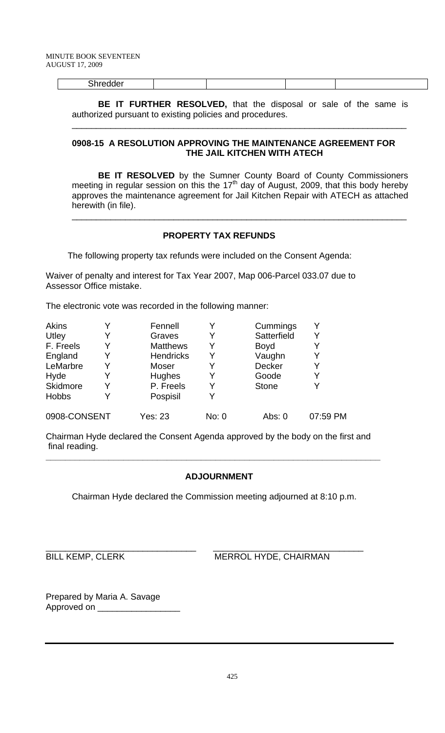| Shredder | | | | |
|---|---|---|---|---|

**BE IT FURTHER RESOLVED,** that the disposal or sale of the same is authorized pursuant to existing policies and procedures.

---

**0908-15 A RESOLUTION APPROVING THE MAINTENANCE AGREEMENT FOR THE JAIL KITCHEN WITH ATECH**

**BE IT RESOLVED** by the Sumner County Board of County Commissioners meeting in regular session on this the 17th day of August, 2009, that this body hereby approves the maintenance agreement for Jail Kitchen Repair with ATECH as attached herewith (in file).

---

**PROPERTY TAX REFUNDS**

The following property tax refunds were included on the Consent Agenda:

Waiver of penalty and interest for Tax Year 2007, Map 006-Parcel 033.07 due to Assessor Office mistake.

The electronic vote was recorded in the following manner:

| | | | | | |
|---|---|---|---|---|---|
| Akins | Y | Fennell | Y | Cummings | Y |
| Utley | Y | Graves | Y | Satterfield | Y |
| F. Freels | Y | Matthews | Y | Boyd | Y |
| England | Y | Hendricks | Y | Vaughn | Y |
| LeMarbre | Y | Moser | Y | Decker | Y |
| Hyde | Y | Hughes | Y | Goode | Y |
| Skidmore | Y | P. Freels | Y | Stone | Y |
| Hobbs | Y | Pospisil | Y | | |
| 0908-CONSENT | | Yes: 23 | No: 0 | Abs: 0 | 07:59 PM |

Chairman Hyde declared the Consent Agenda approved by the body on the first and final reading.

---

**ADJOURNMENT**

Chairman Hyde declared the Commission meeting adjourned at 8:10 p.m.

_______________________________ _______________________________

BILL KEMP, CLERK MERROL HYDE, CHAIRMAN

Prepared by Maria A. Savage
Approved on _________________